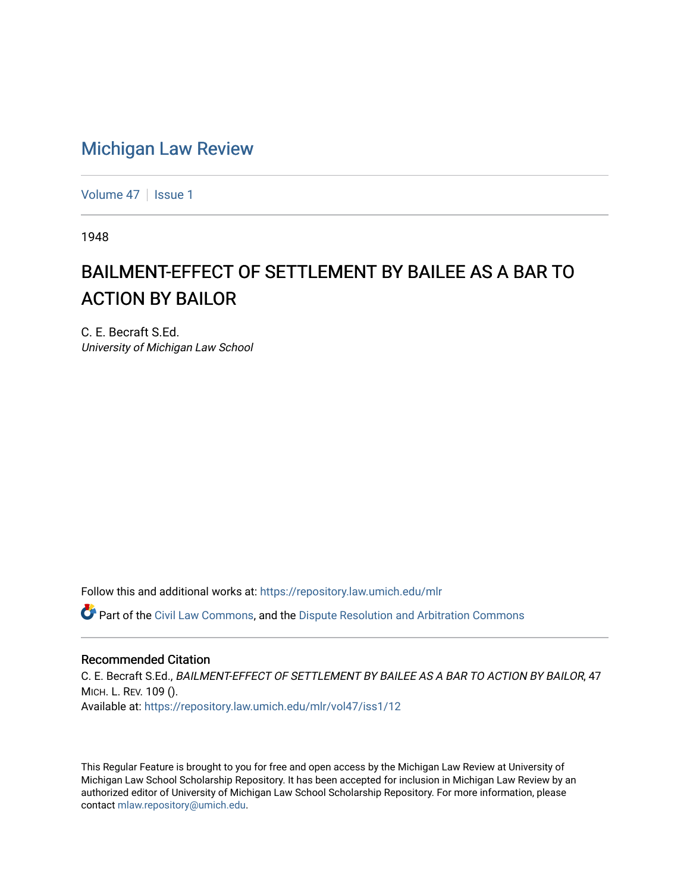# Michigan Law Review

Volume 47 | Issue 1

1948

## BAILMENT-EFFECT OF SETTLEMENT BY BAILEE AS A BAR TO ACTION BY BAILOR

C. E. Becraft S.Ed.
*University of Michigan Law School*

Follow this and additional works at: https://repository.law.umich.edu/mlr

Part of the Civil Law Commons, and the Dispute Resolution and Arbitration Commons

### Recommended Citation

C. E. Becraft S.Ed., *BAILMENT-EFFECT OF SETTLEMENT BY BAILEE AS A BAR TO ACTION BY BAILOR*, 47 MICH. L. REV. 109 ().
Available at: https://repository.law.umich.edu/mlr/vol47/iss1/12

This Regular Feature is brought to you for free and open access by the Michigan Law Review at University of Michigan Law School Scholarship Repository. It has been accepted for inclusion in Michigan Law Review by an authorized editor of University of Michigan Law School Scholarship Repository. For more information, please contact mlaw.repository@umich.edu.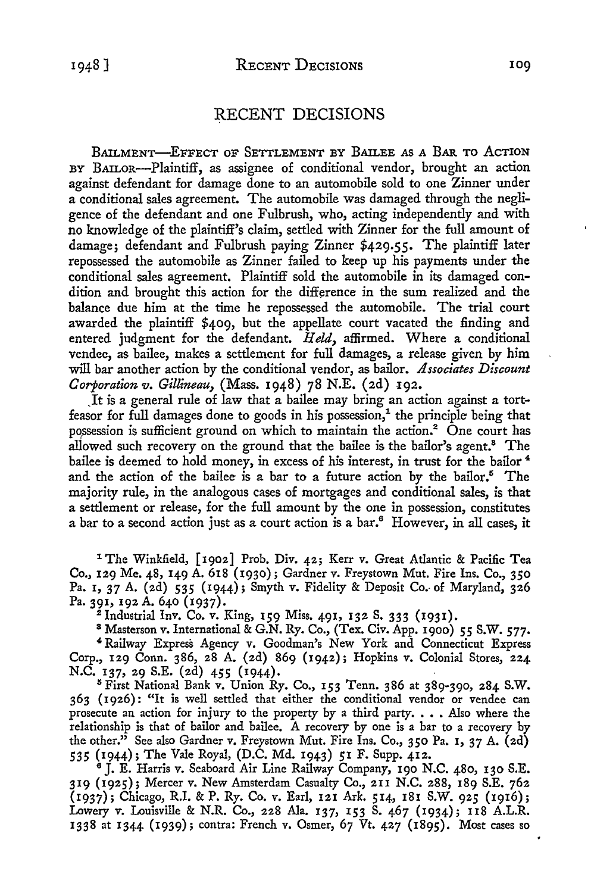# RECENT DECISIONS

BAILMENT—EFFECT OF SETTLEMENT BY BAILEE AS A BAR TO ACTION BY BAILOR—Plaintiff, as assignee of conditional vendor, brought an action against defendant for damage done to an automobile sold to one Zinner under a conditional sales agreement. The automobile was damaged through the negligence of the defendant and one Fulbrush, who, acting independently and with no knowledge of the plaintiff's claim, settled with Zinner for the full amount of damage; defendant and Fulbrush paying Zinner $429.55. The plaintiff later repossessed the automobile as Zinner failed to keep up his payments under the conditional sales agreement. Plaintiff sold the automobile in its damaged condition and brought this action for the difference in the sum realized and the balance due him at the time he repossessed the automobile. The trial court awarded the plaintiff $409, but the appellate court vacated the finding and entered judgment for the defendant. *Held,* affirmed. Where a conditional vendee, as bailee, makes a settlement for full damages, a release given by him will bar another action by the conditional vendor, as bailor. *Associates Discount Corporation v. Gillineau,* (Mass. 1948) 78 N.E. (2d) 192.

It is a general rule of law that a bailee may bring an action against a tortfeasor for full damages done to goods in his possession,[1] the principle being that possession is sufficient ground on which to maintain the action.[2] One court has allowed such recovery on the ground that the bailee is the bailor's agent.[3] The bailee is deemed to hold money, in excess of his interest, in trust for the bailor[4] and the action of the bailee is a bar to a future action by the bailor.[5] The majority rule, in the analogous cases of mortgages and conditional sales, is that a settlement or release, for the full amount by the one in possession, constitutes a bar to a second action just as a court action is a bar.[6] However, in all cases, it

---

[1] The Winkfield, [1902] Prob. Div. 42; Kerr v. Great Atlantic & Pacific Tea Co., 129 Me. 48, 149 A. 618 (1930); Gardner v. Freystown Mut. Fire Ins. Co., 350 Pa. 1, 37 A. (2d) 535 (1944); Smyth v. Fidelity & Deposit Co. of Maryland, 326 Pa. 391, 192 A. 640 (1937).

[2] Industrial Inv. Co. v. King, 159 Miss. 491, 132 S. 333 (1931).

[3] Masterson v. International & G.N. Ry. Co., (Tex. Civ. App. 1900) 55 S.W. 577.

[4] Railway Express Agency v. Goodman's New York and Connecticut Express Corp., 129 Conn. 386, 28 A. (2d) 869 (1942); Hopkins v. Colonial Stores, 224 N.C. 137, 29 S.E. (2d) 455 (1944).

[5] First National Bank v. Union Ry. Co., 153 Tenn. 386 at 389-390, 284 S.W. 363 (1926): "It is well settled that either the conditional vendor or vendee can prosecute an action for injury to the property by a third party. . . . Also where the relationship is that of bailor and bailee. A recovery by one is a bar to a recovery by the other." See also Gardner v. Freystown Mut. Fire Ins. Co., 350 Pa. 1, 37 A. (2d) 535 (1944); The Vale Royal, (D.C. Md. 1943) 51 F. Supp. 412.

[6] J. E. Harris v. Seaboard Air Line Railway Company, 190 N.C. 480, 130 S.E. 319 (1925); Mercer v. New Amsterdam Casualty Co., 211 N.C. 288, 189 S.E. 762 (1937); Chicago, R.I. & P. Ry. Co. v. Earl, 121 Ark. 514, 181 S.W. 925 (1916); Lowery v. Louisville & N.R. Co., 228 Ala. 137, 153 S. 467 (1934); 118 A.L.R. 1338 at 1344 (1939); contra: French v. Osmer, 67 Vt. 427 (1895). Most cases so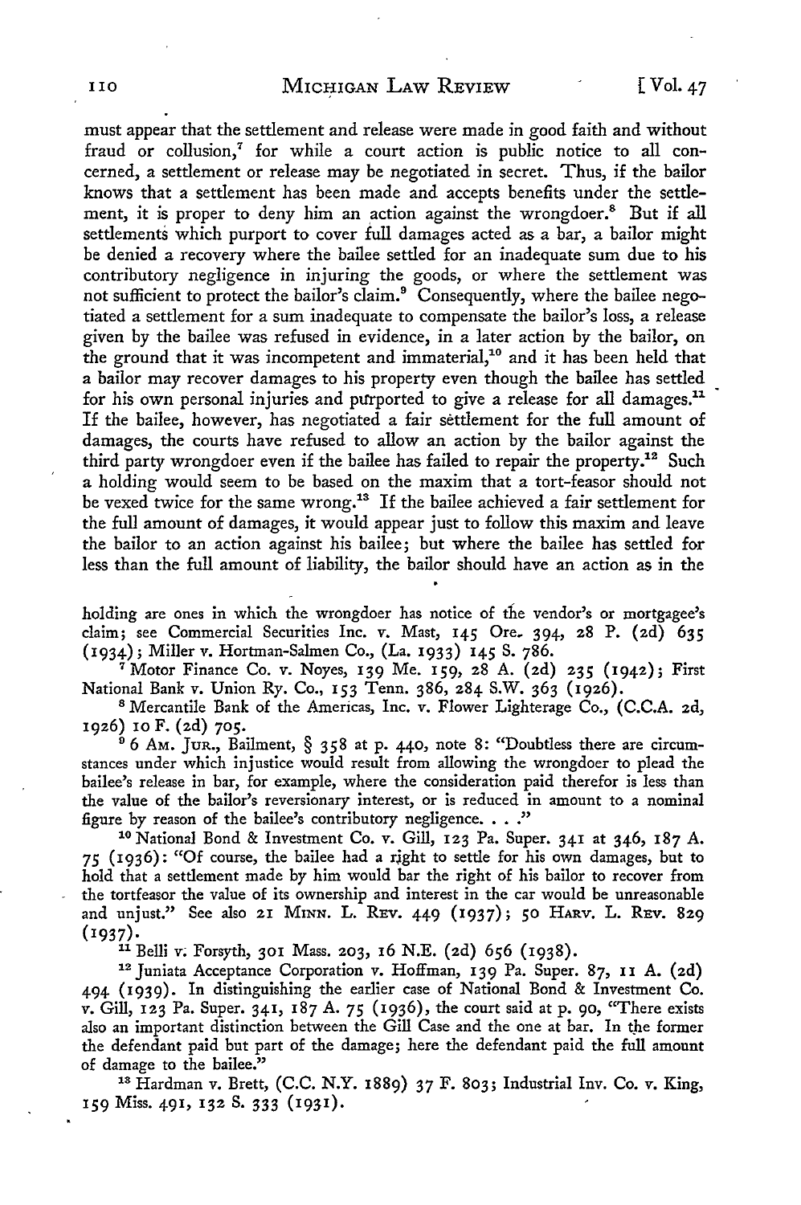must appear that the settlement and release were made in good faith and without fraud or collusion,[7] for while a court action is public notice to all concerned, a settlement or release may be negotiated in secret. Thus, if the bailor knows that a settlement has been made and accepts benefits under the settlement, it is proper to deny him an action against the wrongdoer.[8] But if all settlements which purport to cover full damages acted as a bar, a bailor might be denied a recovery where the bailee settled for an inadequate sum due to his contributory negligence in injuring the goods, or where the settlement was not sufficient to protect the bailor's claim.[9] Consequently, where the bailee negotiated a settlement for a sum inadequate to compensate the bailor's loss, a release given by the bailee was refused in evidence, in a later action by the bailor, on the ground that it was incompetent and immaterial,[10] and it has been held that a bailor may recover damages to his property even though the bailee has settled for his own personal injuries and purported to give a release for all damages.[11] If the bailee, however, has negotiated a fair settlement for the full amount of damages, the courts have refused to allow an action by the bailor against the third party wrongdoer even if the bailee has failed to repair the property.[12] Such a holding would seem to be based on the maxim that a tort-feasor should not be vexed twice for the same wrong.[13] If the bailee achieved a fair settlement for the full amount of damages, it would appear just to follow this maxim and leave the bailor to an action against his bailee; but where the bailee has settled for less than the full amount of liability, the bailor should have an action as in the

holding are ones in which the wrongdoer has notice of the vendor's or mortgagee's claim; see Commercial Securities Inc. v. Mast, 145 Ore. 394, 28 P. (2d) 635 (1934); Miller v. Hortman-Salmen Co., (La. 1933) 145 S. 786.

[7] Motor Finance Co. v. Noyes, 139 Me. 159, 28 A. (2d) 235 (1942); First National Bank v. Union Ry. Co., 153 Tenn. 386, 284 S.W. 363 (1926).

[8] Mercantile Bank of the Americas, Inc. v. Flower Lighterage Co., (C.C.A. 2d, 1926) 10 F. (2d) 705.

[9] 6 Am. Jur., Bailment, § 358 at p. 440, note 8: "Doubtless there are circumstances under which injustice would result from allowing the wrongdoer to plead the bailee's release in bar, for example, where the consideration paid therefor is less than the value of the bailor's reversionary interest, or is reduced in amount to a nominal figure by reason of the bailee's contributory negligence. . . ."

[10] National Bond & Investment Co. v. Gill, 123 Pa. Super. 341 at 346, 187 A. 75 (1936): "Of course, the bailee had a right to settle for his own damages, but to hold that a settlement made by him would bar the right of his bailor to recover from the tortfeasor the value of its ownership and interest in the car would be unreasonable and unjust." See also 21 Minn. L. Rev. 449 (1937); 50 Harv. L. Rev. 829 (1937).

[11] Belli v. Forsyth, 301 Mass. 203, 16 N.E. (2d) 656 (1938).

[12] Juniata Acceptance Corporation v. Hoffman, 139 Pa. Super. 87, 11 A. (2d) 494 (1939). In distinguishing the earlier case of National Bond & Investment Co. v. Gill, 123 Pa. Super. 341, 187 A. 75 (1936), the court said at p. 90, "There exists also an important distinction between the Gill Case and the one at bar. In the former the defendant paid but part of the damage; here the defendant paid the full amount of damage to the bailee."

[13] Hardman v. Brett, (C.C. N.Y. 1889) 37 F. 803; Industrial Inv. Co. v. King, 159 Miss. 491, 132 S. 333 (1931).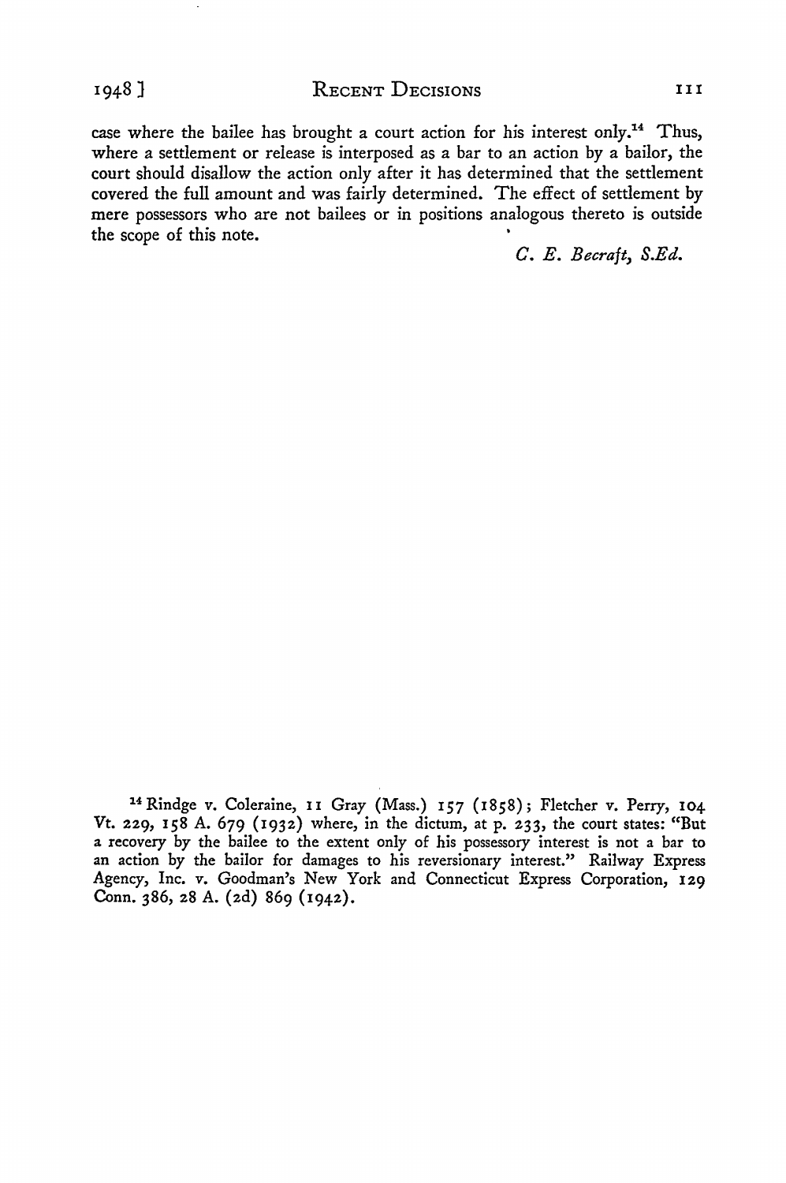case where the bailee has brought a court action for his interest only.[14] Thus, where a settlement or release is interposed as a bar to an action by a bailor, the court should disallow the action only after it has determined that the settlement covered the full amount and was fairly determined. The effect of settlement by mere possessors who are not bailees or in positions analogous thereto is outside the scope of this note.

*C. E. Becraft, S.Ed.*

---

[14] Rindge v. Coleraine, 11 Gray (Mass.) 157 (1858); Fletcher v. Perry, 104 Vt. 229, 158 A. 679 (1932) where, in the dictum, at p. 233, the court states: "But a recovery by the bailee to the extent only of his possessory interest is not a bar to an action by the bailor for damages to his reversionary interest." Railway Express Agency, Inc. v. Goodman's New York and Connecticut Express Corporation, 129 Conn. 386, 28 A. (2d) 869 (1942).